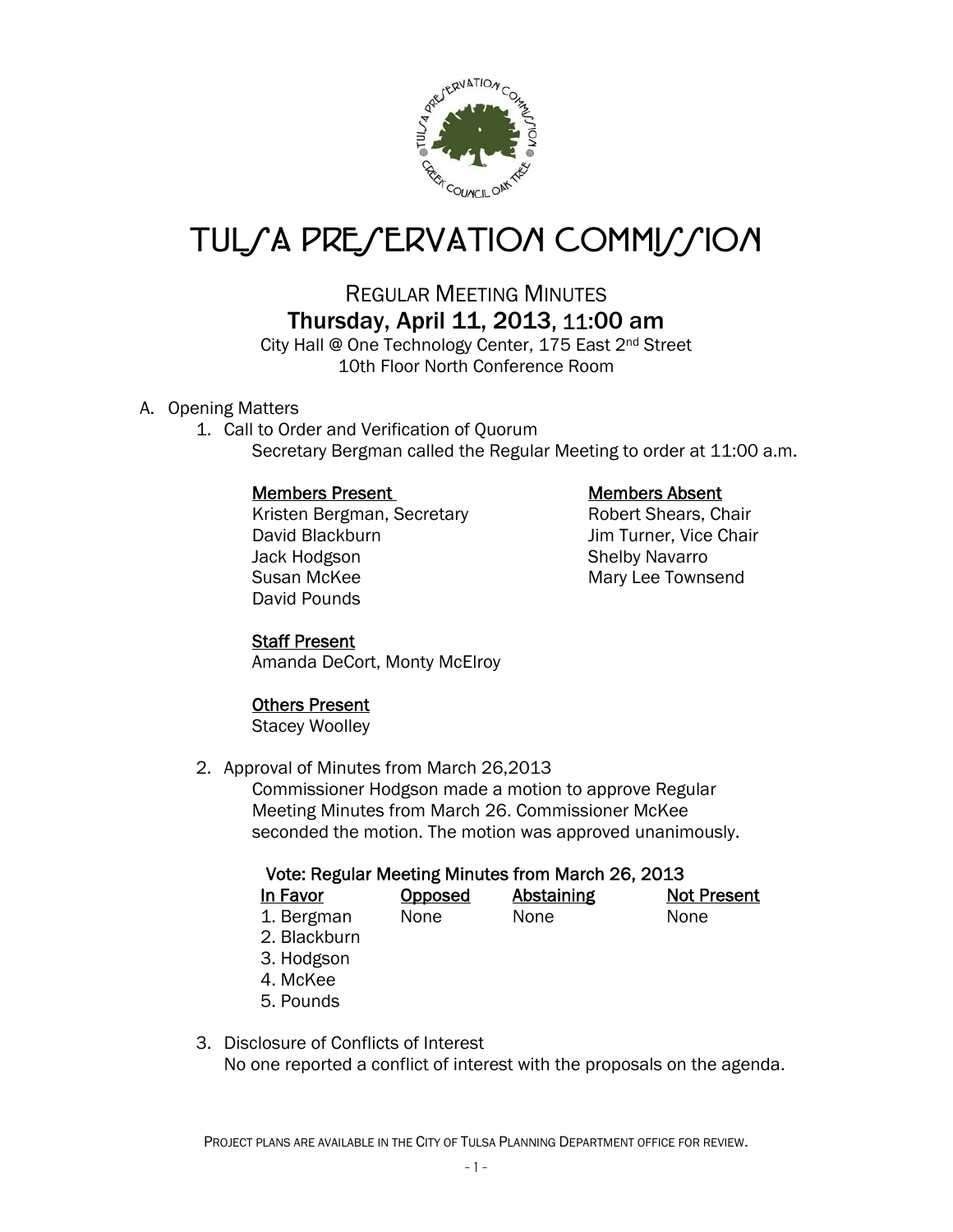# TULSA PRESERVATION COMMISSION

## REGULAR MEETING MINUTES

### Thursday, April 11, 2013, 11:00 am

City Hall @ One Technology Center, 175 East 2nd Street
10th Floor North Conference Room

A. Opening Matters

1. Call to Order and Verification of Quorum

   Secretary Bergman called the Regular Meeting to order at 11:00 a.m.

   **Members Present**
   Kristen Bergman, Secretary
   David Blackburn
   Jack Hodgson
   Susan McKee
   David Pounds

   **Members Absent**
   Robert Shears, Chair
   Jim Turner, Vice Chair
   Shelby Navarro
   Mary Lee Townsend

   **Staff Present**
   Amanda DeCort, Monty McElroy

   **Others Present**
   Stacey Woolley

2. Approval of Minutes from March 26,2013

   Commissioner Hodgson made a motion to approve Regular Meeting Minutes from March 26. Commissioner McKee seconded the motion. The motion was approved unanimously.

   **Vote: Regular Meeting Minutes from March 26, 2013**

   | In Favor | Opposed | Abstaining | Not Present |
   |---|---|---|---|
   | 1. Bergman | None | None | None |
   | 2. Blackburn | | | |
   | 3. Hodgson | | | |
   | 4. McKee | | | |
   | 5. Pounds | | | |

3. Disclosure of Conflicts of Interest

   No one reported a conflict of interest with the proposals on the agenda.

PROJECT PLANS ARE AVAILABLE IN THE CITY OF TULSA PLANNING DEPARTMENT OFFICE FOR REVIEW.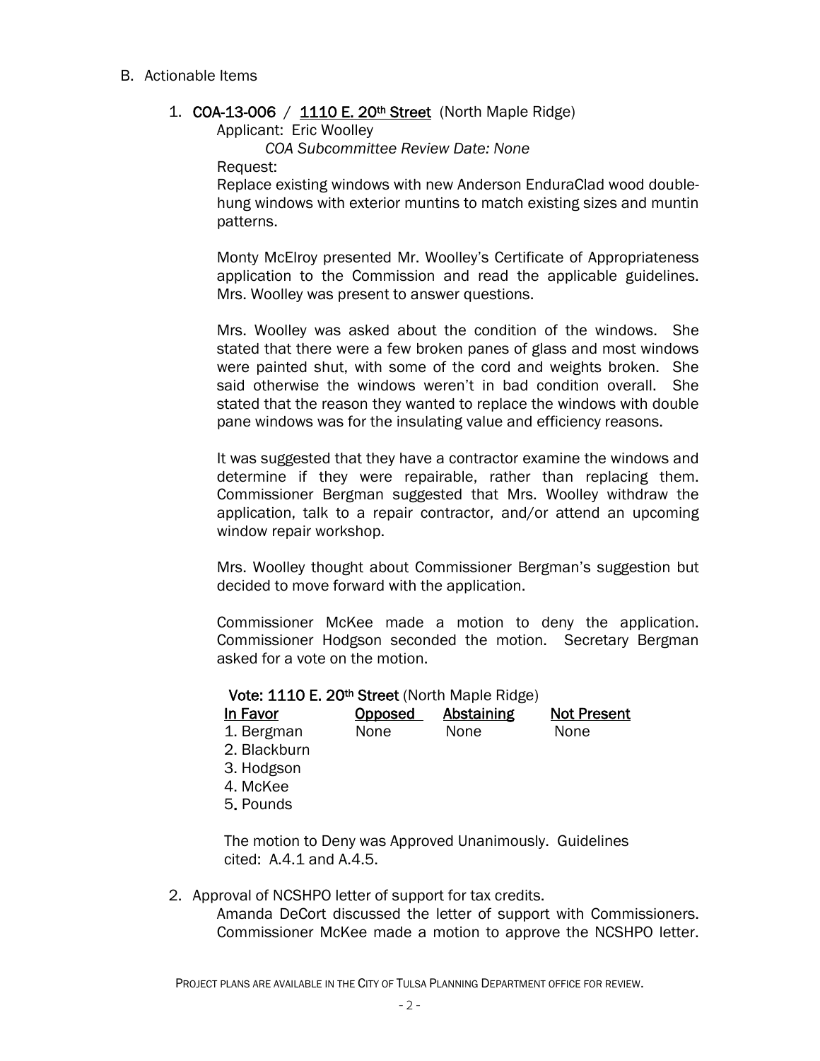B. Actionable Items

1. **COA-13-006** / **1110 E. 20th Street** (North Maple Ridge)

   Applicant: Eric Woolley

   *COA Subcommittee Review Date: None*

   Request:

   Replace existing windows with new Anderson EnduraClad wood double-hung windows with exterior muntins to match existing sizes and muntin patterns.

   Monty McElroy presented Mr. Woolley's Certificate of Appropriateness application to the Commission and read the applicable guidelines. Mrs. Woolley was present to answer questions.

   Mrs. Woolley was asked about the condition of the windows. She stated that there were a few broken panes of glass and most windows were painted shut, with some of the cord and weights broken. She said otherwise the windows weren't in bad condition overall. She stated that the reason they wanted to replace the windows with double pane windows was for the insulating value and efficiency reasons.

   It was suggested that they have a contractor examine the windows and determine if they were repairable, rather than replacing them. Commissioner Bergman suggested that Mrs. Woolley withdraw the application, talk to a repair contractor, and/or attend an upcoming window repair workshop.

   Mrs. Woolley thought about Commissioner Bergman's suggestion but decided to move forward with the application.

   Commissioner McKee made a motion to deny the application. Commissioner Hodgson seconded the motion. Secretary Bergman asked for a vote on the motion.

   **Vote: 1110 E. 20th Street** (North Maple Ridge)

   | In Favor | Opposed | Abstaining | Not Present |
   | --- | --- | --- | --- |
   | 1. Bergman | None | None | None |
   | 2. Blackburn | | | |
   | 3. Hodgson | | | |
   | 4. McKee | | | |
   | 5. Pounds | | | |

   The motion to Deny was Approved Unanimously. Guidelines cited: A.4.1 and A.4.5.

2. Approval of NCSHPO letter of support for tax credits.

   Amanda DeCort discussed the letter of support with Commissioners. Commissioner McKee made a motion to approve the NCSHPO letter.

PROJECT PLANS ARE AVAILABLE IN THE CITY OF TULSA PLANNING DEPARTMENT OFFICE FOR REVIEW.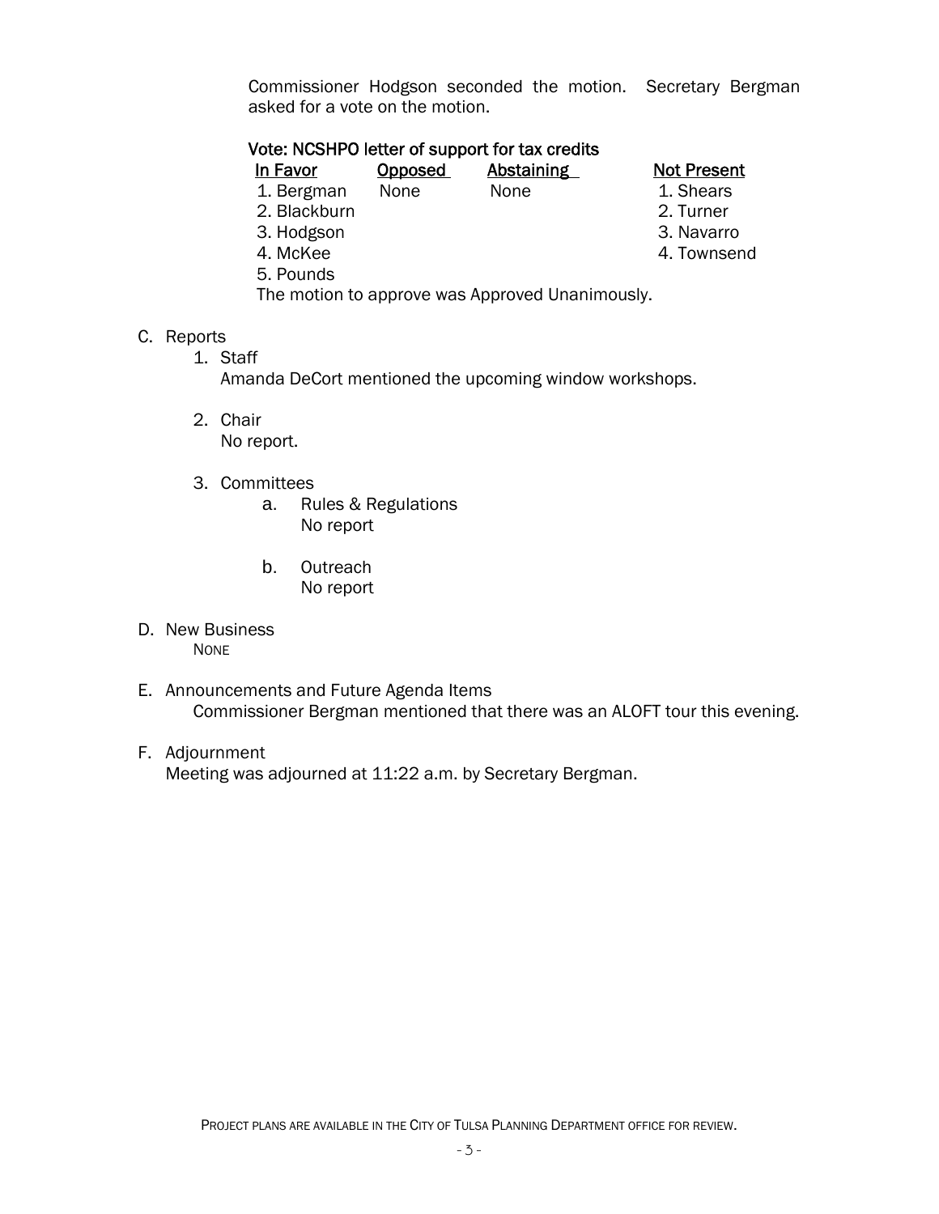Commissioner Hodgson seconded the motion. Secretary Bergman asked for a vote on the motion.

Vote: NCSHPO letter of support for tax credits

| In Favor | Opposed | Abstaining | Not Present |
|---|---|---|---|
| 1. Bergman | None | None | 1. Shears |
| 2. Blackburn | | | 2. Turner |
| 3. Hodgson | | | 3. Navarro |
| 4. McKee | | | 4. Townsend |
| 5. Pounds | | | |

The motion to approve was Approved Unanimously.

C. Reports
   1. Staff
      Amanda DeCort mentioned the upcoming window workshops.

   2. Chair
      No report.

   3. Committees
      a. Rules & Regulations
         No report

      b. Outreach
         No report

D. New Business
   NONE

E. Announcements and Future Agenda Items
   Commissioner Bergman mentioned that there was an ALOFT tour this evening.

F. Adjournment
   Meeting was adjourned at 11:22 a.m. by Secretary Bergman.

PROJECT PLANS ARE AVAILABLE IN THE CITY OF TULSA PLANNING DEPARTMENT OFFICE FOR REVIEW.